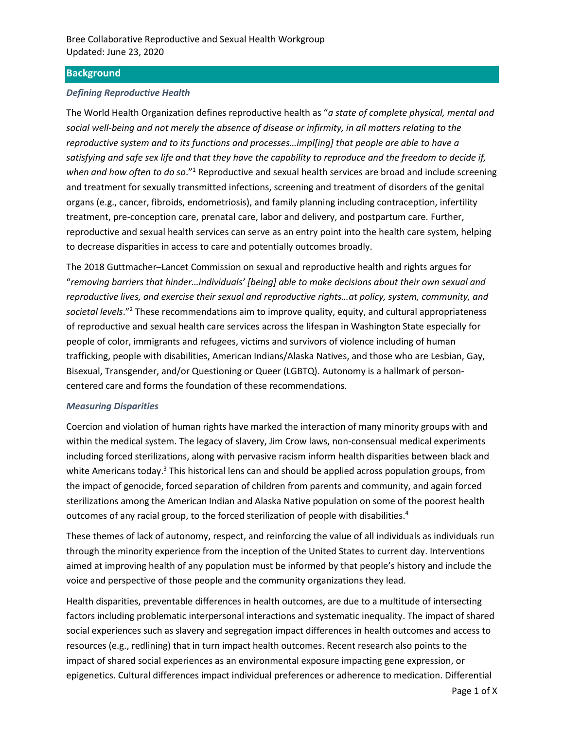Bree Collaborative Reproductive and Sexual Health Workgroup
Updated: June 23, 2020

## Background

### *Defining Reproductive Health*

The World Health Organization defines reproductive health as "*a state of complete physical, mental and social well-being and not merely the absence of disease or infirmity, in all matters relating to the reproductive system and to its functions and processes…impl[ing] that people are able to have a satisfying and safe sex life and that they have the capability to reproduce and the freedom to decide if, when and how often to do so*."[1] Reproductive and sexual health services are broad and include screening and treatment for sexually transmitted infections, screening and treatment of disorders of the genital organs (e.g., cancer, fibroids, endometriosis), and family planning including contraception, infertility treatment, pre-conception care, prenatal care, labor and delivery, and postpartum care. Further, reproductive and sexual health services can serve as an entry point into the health care system, helping to decrease disparities in access to care and potentially outcomes broadly.

The 2018 Guttmacher–Lancet Commission on sexual and reproductive health and rights argues for "*removing barriers that hinder…individuals' [being] able to make decisions about their own sexual and reproductive lives, and exercise their sexual and reproductive rights…at policy, system, community, and societal levels*."[2] These recommendations aim to improve quality, equity, and cultural appropriateness of reproductive and sexual health care services across the lifespan in Washington State especially for people of color, immigrants and refugees, victims and survivors of violence including of human trafficking, people with disabilities, American Indians/Alaska Natives, and those who are Lesbian, Gay, Bisexual, Transgender, and/or Questioning or Queer (LGBTQ). Autonomy is a hallmark of person-centered care and forms the foundation of these recommendations.

### *Measuring Disparities*

Coercion and violation of human rights have marked the interaction of many minority groups with and within the medical system. The legacy of slavery, Jim Crow laws, non-consensual medical experiments including forced sterilizations, along with pervasive racism inform health disparities between black and white Americans today.[3] This historical lens can and should be applied across population groups, from the impact of genocide, forced separation of children from parents and community, and again forced sterilizations among the American Indian and Alaska Native population on some of the poorest health outcomes of any racial group, to the forced sterilization of people with disabilities.[4]

These themes of lack of autonomy, respect, and reinforcing the value of all individuals as individuals run through the minority experience from the inception of the United States to current day. Interventions aimed at improving health of any population must be informed by that people's history and include the voice and perspective of those people and the community organizations they lead.

Health disparities, preventable differences in health outcomes, are due to a multitude of intersecting factors including problematic interpersonal interactions and systematic inequality. The impact of shared social experiences such as slavery and segregation impact differences in health outcomes and access to resources (e.g., redlining) that in turn impact health outcomes. Recent research also points to the impact of shared social experiences as an environmental exposure impacting gene expression, or epigenetics. Cultural differences impact individual preferences or adherence to medication. Differential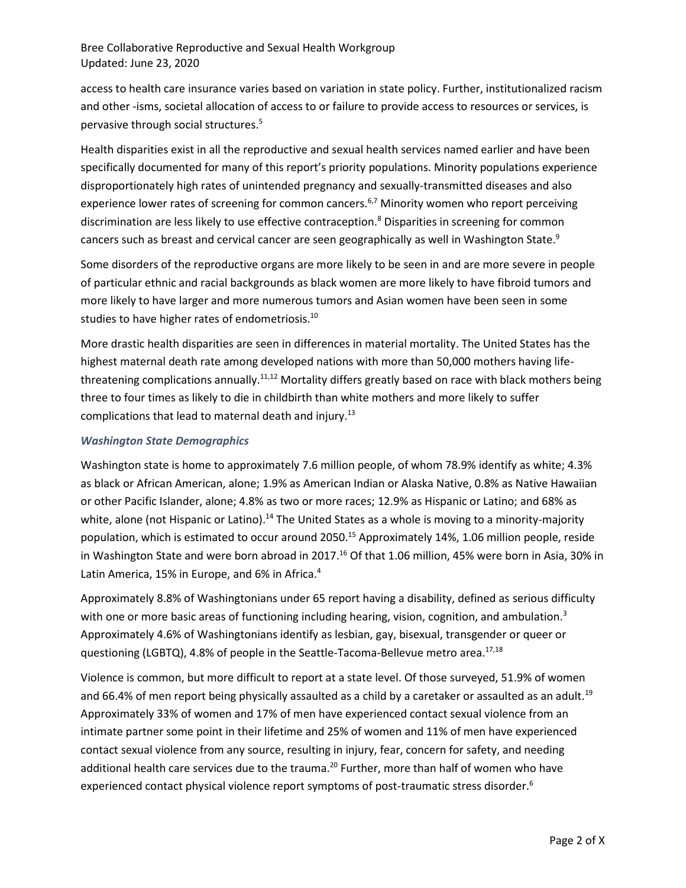access to health care insurance varies based on variation in state policy. Further, institutionalized racism and other -isms, societal allocation of access to or failure to provide access to resources or services, is pervasive through social structures.[5]

Health disparities exist in all the reproductive and sexual health services named earlier and have been specifically documented for many of this report's priority populations. Minority populations experience disproportionately high rates of unintended pregnancy and sexually-transmitted diseases and also experience lower rates of screening for common cancers.[6,7] Minority women who report perceiving discrimination are less likely to use effective contraception.[8] Disparities in screening for common cancers such as breast and cervical cancer are seen geographically as well in Washington State.[9]

Some disorders of the reproductive organs are more likely to be seen in and are more severe in people of particular ethnic and racial backgrounds as black women are more likely to have fibroid tumors and more likely to have larger and more numerous tumors and Asian women have been seen in some studies to have higher rates of endometriosis.[10]

More drastic health disparities are seen in differences in material mortality. The United States has the highest maternal death rate among developed nations with more than 50,000 mothers having life-threatening complications annually.[11,12] Mortality differs greatly based on race with black mothers being three to four times as likely to die in childbirth than white mothers and more likely to suffer complications that lead to maternal death and injury.[13]

### *Washington State Demographics*

Washington state is home to approximately 7.6 million people, of whom 78.9% identify as white; 4.3% as black or African American, alone; 1.9% as American Indian or Alaska Native, 0.8% as Native Hawaiian or other Pacific Islander, alone; 4.8% as two or more races; 12.9% as Hispanic or Latino; and 68% as white, alone (not Hispanic or Latino).[14] The United States as a whole is moving to a minority-majority population, which is estimated to occur around 2050.[15] Approximately 14%, 1.06 million people, reside in Washington State and were born abroad in 2017.[16] Of that 1.06 million, 45% were born in Asia, 30% in Latin America, 15% in Europe, and 6% in Africa.[4]

Approximately 8.8% of Washingtonians under 65 report having a disability, defined as serious difficulty with one or more basic areas of functioning including hearing, vision, cognition, and ambulation.[3] Approximately 4.6% of Washingtonians identify as lesbian, gay, bisexual, transgender or queer or questioning (LGBTQ), 4.8% of people in the Seattle-Tacoma-Bellevue metro area.[17,18]

Violence is common, but more difficult to report at a state level. Of those surveyed, 51.9% of women and 66.4% of men report being physically assaulted as a child by a caretaker or assaulted as an adult.[19] Approximately 33% of women and 17% of men have experienced contact sexual violence from an intimate partner some point in their lifetime and 25% of women and 11% of men have experienced contact sexual violence from any source, resulting in injury, fear, concern for safety, and needing additional health care services due to the trauma.[20] Further, more than half of women who have experienced contact physical violence report symptoms of post-traumatic stress disorder.[6]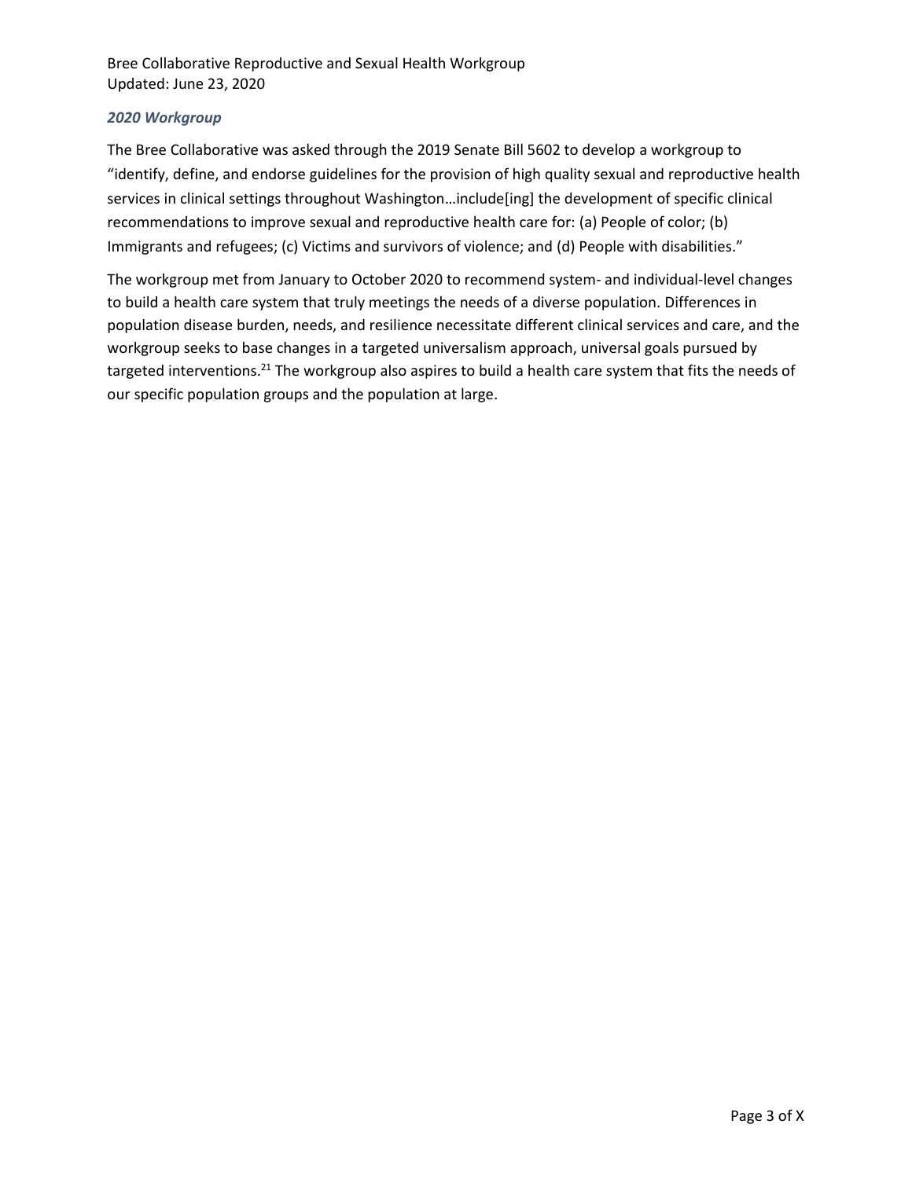### *2020 Workgroup*

The Bree Collaborative was asked through the 2019 Senate Bill 5602 to develop a workgroup to "identify, define, and endorse guidelines for the provision of high quality sexual and reproductive health services in clinical settings throughout Washington…include[ing] the development of specific clinical recommendations to improve sexual and reproductive health care for: (a) People of color; (b) Immigrants and refugees; (c) Victims and survivors of violence; and (d) People with disabilities."

The workgroup met from January to October 2020 to recommend system- and individual-level changes to build a health care system that truly meetings the needs of a diverse population. Differences in population disease burden, needs, and resilience necessitate different clinical services and care, and the workgroup seeks to base changes in a targeted universalism approach, universal goals pursued by targeted interventions.[21] The workgroup also aspires to build a health care system that fits the needs of our specific population groups and the population at large.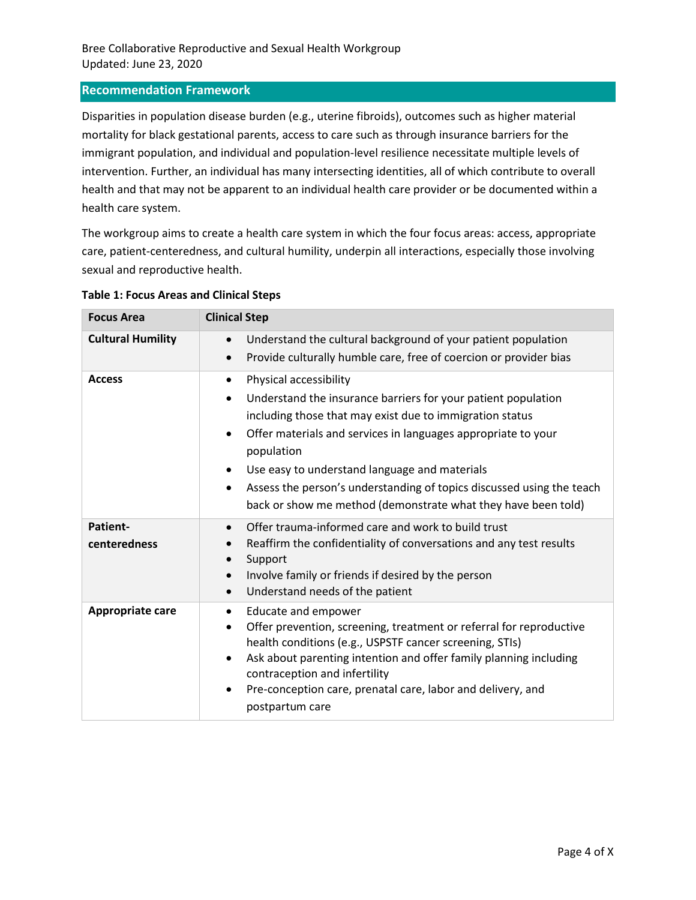## Recommendation Framework

Disparities in population disease burden (e.g., uterine fibroids), outcomes such as higher material mortality for black gestational parents, access to care such as through insurance barriers for the immigrant population, and individual and population-level resilience necessitate multiple levels of intervention. Further, an individual has many intersecting identities, all of which contribute to overall health and that may not be apparent to an individual health care provider or be documented within a health care system.

The workgroup aims to create a health care system in which the four focus areas: access, appropriate care, patient-centeredness, and cultural humility, underpin all interactions, especially those involving sexual and reproductive health.

**Table 1: Focus Areas and Clinical Steps**

| Focus Area | Clinical Step |
|---|---|
| **Cultural Humility** | • Understand the cultural background of your patient population<br>• Provide culturally humble care, free of coercion or provider bias |
| **Access** | • Physical accessibility<br>• Understand the insurance barriers for your patient population including those that may exist due to immigration status<br>• Offer materials and services in languages appropriate to your population<br>• Use easy to understand language and materials<br>• Assess the person's understanding of topics discussed using the teach back or show me method (demonstrate what they have been told) |
| **Patient-centeredness** | • Offer trauma-informed care and work to build trust<br>• Reaffirm the confidentiality of conversations and any test results<br>• Support<br>• Involve family or friends if desired by the person<br>• Understand needs of the patient |
| **Appropriate care** | • Educate and empower<br>• Offer prevention, screening, treatment or referral for reproductive health conditions (e.g., USPSTF cancer screening, STIs)<br>• Ask about parenting intention and offer family planning including contraception and infertility<br>• Pre-conception care, prenatal care, labor and delivery, and postpartum care |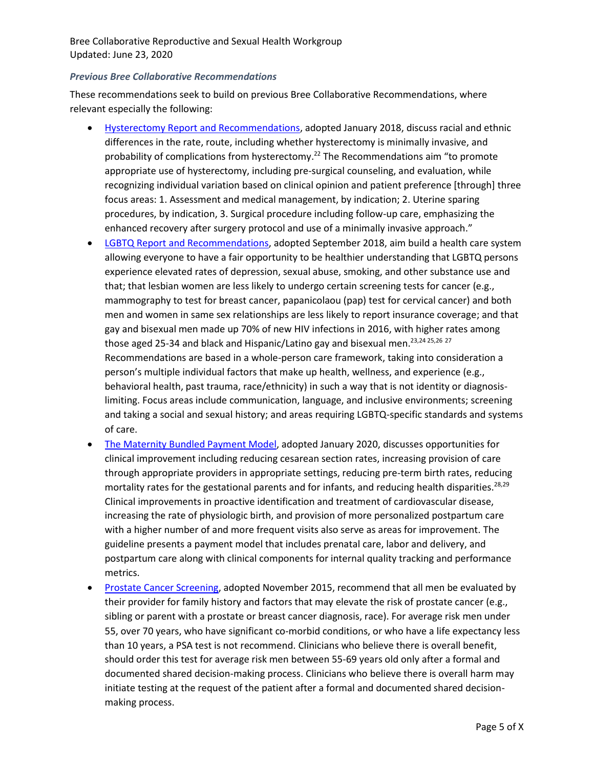### *Previous Bree Collaborative Recommendations*

These recommendations seek to build on previous Bree Collaborative Recommendations, where relevant especially the following:

- [Hysterectomy Report and Recommendations](), adopted January 2018, discuss racial and ethnic differences in the rate, route, including whether hysterectomy is minimally invasive, and probability of complications from hysterectomy.[22] The Recommendations aim "to promote appropriate use of hysterectomy, including pre-surgical counseling, and evaluation, while recognizing individual variation based on clinical opinion and patient preference [through] three focus areas: 1. Assessment and medical management, by indication; 2. Uterine sparing procedures, by indication, 3. Surgical procedure including follow-up care, emphasizing the enhanced recovery after surgery protocol and use of a minimally invasive approach."
- [LGBTQ Report and Recommendations](), adopted September 2018, aim build a health care system allowing everyone to have a fair opportunity to be healthier understanding that LGBTQ persons experience elevated rates of depression, sexual abuse, smoking, and other substance use and that; that lesbian women are less likely to undergo certain screening tests for cancer (e.g., mammography to test for breast cancer, papanicolaou (pap) test for cervical cancer) and both men and women in same sex relationships are less likely to report insurance coverage; and that gay and bisexual men made up 70% of new HIV infections in 2016, with higher rates among those aged 25-34 and black and Hispanic/Latino gay and bisexual men.[23,24 25,26 27] Recommendations are based in a whole-person care framework, taking into consideration a person's multiple individual factors that make up health, wellness, and experience (e.g., behavioral health, past trauma, race/ethnicity) in such a way that is not identity or diagnosis-limiting. Focus areas include communication, language, and inclusive environments; screening and taking a social and sexual history; and areas requiring LGBTQ-specific standards and systems of care.
- [The Maternity Bundled Payment Model](), adopted January 2020, discusses opportunities for clinical improvement including reducing cesarean section rates, increasing provision of care through appropriate providers in appropriate settings, reducing pre-term birth rates, reducing mortality rates for the gestational parents and for infants, and reducing health disparities.[28,29] Clinical improvements in proactive identification and treatment of cardiovascular disease, increasing the rate of physiologic birth, and provision of more personalized postpartum care with a higher number of and more frequent visits also serve as areas for improvement. The guideline presents a payment model that includes prenatal care, labor and delivery, and postpartum care along with clinical components for internal quality tracking and performance metrics.
- [Prostate Cancer Screening](), adopted November 2015, recommend that all men be evaluated by their provider for family history and factors that may elevate the risk of prostate cancer (e.g., sibling or parent with a prostate or breast cancer diagnosis, race). For average risk men under 55, over 70 years, who have significant co-morbid conditions, or who have a life expectancy less than 10 years, a PSA test is not recommend. Clinicians who believe there is overall benefit, should order this test for average risk men between 55-69 years old only after a formal and documented shared decision-making process. Clinicians who believe there is overall harm may initiate testing at the request of the patient after a formal and documented shared decision-making process.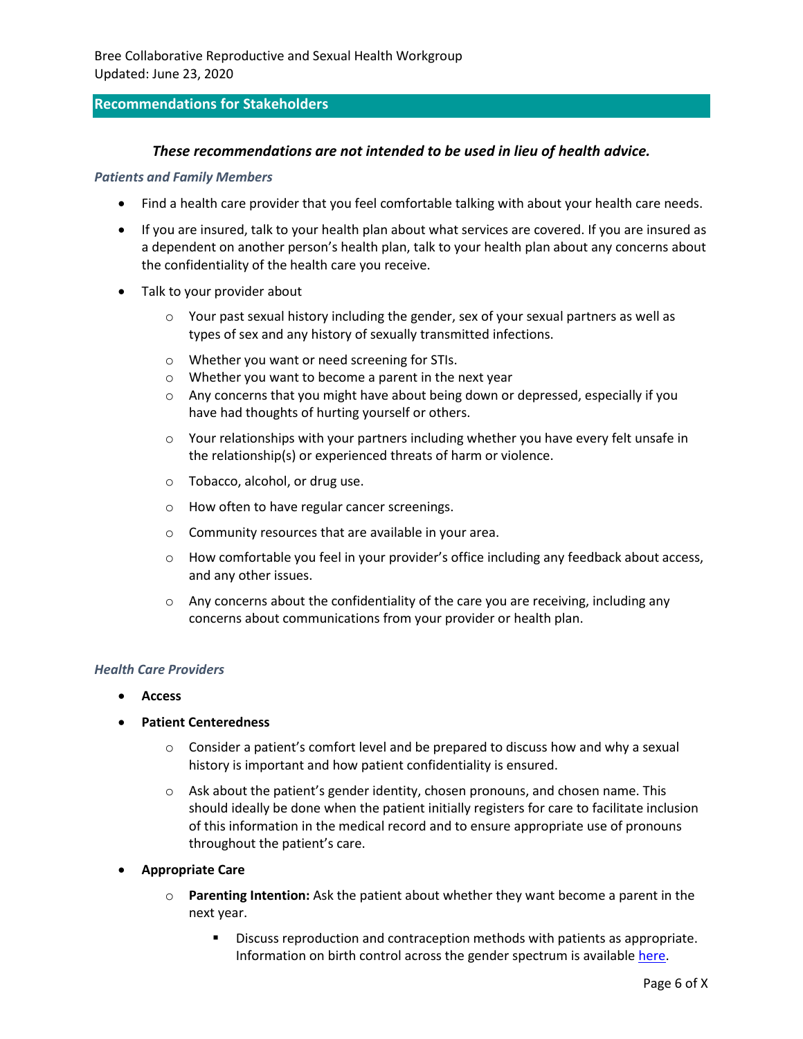## Recommendations for Stakeholders

***These recommendations are not intended to be used in lieu of health advice.***

### *Patients and Family Members*

- Find a health care provider that you feel comfortable talking with about your health care needs.
- If you are insured, talk to your health plan about what services are covered. If you are insured as a dependent on another person's health plan, talk to your health plan about any concerns about the confidentiality of the health care you receive.
- Talk to your provider about
    - Your past sexual history including the gender, sex of your sexual partners as well as types of sex and any history of sexually transmitted infections.
    - Whether you want or need screening for STIs.
    - Whether you want to become a parent in the next year
    - Any concerns that you might have about being down or depressed, especially if you have had thoughts of hurting yourself or others.
    - Your relationships with your partners including whether you have every felt unsafe in the relationship(s) or experienced threats of harm or violence.
    - Tobacco, alcohol, or drug use.
    - How often to have regular cancer screenings.
    - Community resources that are available in your area.
    - How comfortable you feel in your provider's office including any feedback about access, and any other issues.
    - Any concerns about the confidentiality of the care you are receiving, including any concerns about communications from your provider or health plan.

### *Health Care Providers*

- **Access**
- **Patient Centeredness**
    - Consider a patient's comfort level and be prepared to discuss how and why a sexual history is important and how patient confidentiality is ensured.
    - Ask about the patient's gender identity, chosen pronouns, and chosen name. This should ideally be done when the patient initially registers for care to facilitate inclusion of this information in the medical record and to ensure appropriate use of pronouns throughout the patient's care.
- **Appropriate Care**
    - **Parenting Intention:** Ask the patient about whether they want become a parent in the next year.
        - Discuss reproduction and contraception methods with patients as appropriate. Information on birth control across the gender spectrum is available here.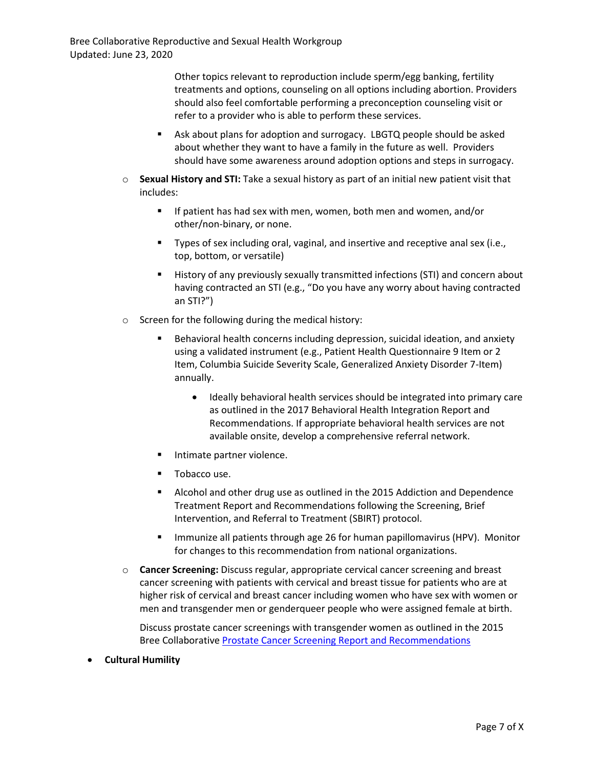Other topics relevant to reproduction include sperm/egg banking, fertility treatments and options, counseling on all options including abortion. Providers should also feel comfortable performing a preconception counseling visit or refer to a provider who is able to perform these services.

        - Ask about plans for adoption and surrogacy. LBGTQ people should be asked about whether they want to have a family in the future as well. Providers should have some awareness around adoption options and steps in surrogacy.

    - **Sexual History and STI:** Take a sexual history as part of an initial new patient visit that includes:
        - If patient has had sex with men, women, both men and women, and/or other/non-binary, or none.
        - Types of sex including oral, vaginal, and insertive and receptive anal sex (i.e., top, bottom, or versatile)
        - History of any previously sexually transmitted infections (STI) and concern about having contracted an STI (e.g., "Do you have any worry about having contracted an STI?")
    - Screen for the following during the medical history:
        - Behavioral health concerns including depression, suicidal ideation, and anxiety using a validated instrument (e.g., Patient Health Questionnaire 9 Item or 2 Item, Columbia Suicide Severity Scale, Generalized Anxiety Disorder 7-Item) annually.
            - Ideally behavioral health services should be integrated into primary care as outlined in the 2017 Behavioral Health Integration Report and Recommendations. If appropriate behavioral health services are not available onsite, develop a comprehensive referral network.
        - Intimate partner violence.
        - Tobacco use.
        - Alcohol and other drug use as outlined in the 2015 Addiction and Dependence Treatment Report and Recommendations following the Screening, Brief Intervention, and Referral to Treatment (SBIRT) protocol.
        - Immunize all patients through age 26 for human papillomavirus (HPV). Monitor for changes to this recommendation from national organizations.
    - **Cancer Screening:** Discuss regular, appropriate cervical cancer screening and breast cancer screening with patients with cervical and breast tissue for patients who are at higher risk of cervical and breast cancer including women who have sex with women or men and transgender men or genderqueer people who were assigned female at birth.

      Discuss prostate cancer screenings with transgender women as outlined in the 2015 Bree Collaborative [Prostate Cancer Screening Report and Recommendations]

- **Cultural Humility**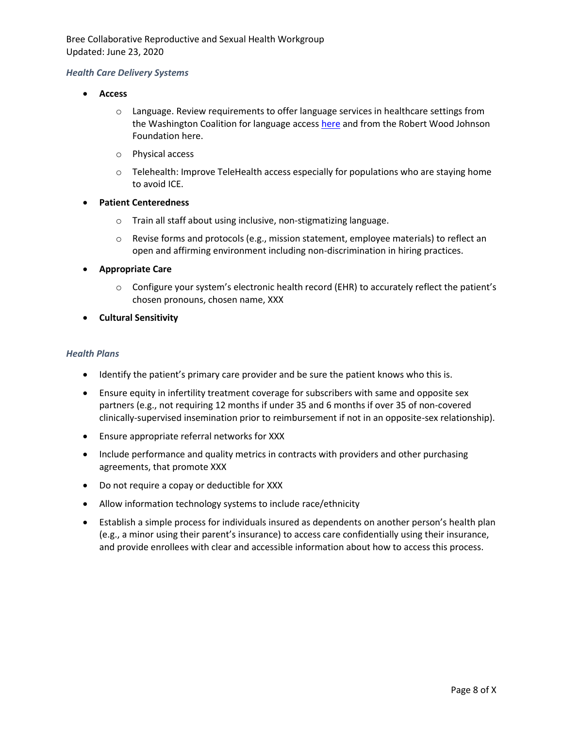### *Health Care Delivery Systems*

- **Access**
  - Language. Review requirements to offer language services in healthcare settings from the Washington Coalition for language access [here](#) and from the Robert Wood Johnson Foundation here.
  - Physical access
  - Telehealth: Improve TeleHealth access especially for populations who are staying home to avoid ICE.
- **Patient Centeredness**
  - Train all staff about using inclusive, non-stigmatizing language.
  - Revise forms and protocols (e.g., mission statement, employee materials) to reflect an open and affirming environment including non-discrimination in hiring practices.
- **Appropriate Care**
  - Configure your system's electronic health record (EHR) to accurately reflect the patient's chosen pronouns, chosen name, XXX
- **Cultural Sensitivity**

### *Health Plans*

- Identify the patient's primary care provider and be sure the patient knows who this is.
- Ensure equity in infertility treatment coverage for subscribers with same and opposite sex partners (e.g., not requiring 12 months if under 35 and 6 months if over 35 of non-covered clinically-supervised insemination prior to reimbursement if not in an opposite-sex relationship).
- Ensure appropriate referral networks for XXX
- Include performance and quality metrics in contracts with providers and other purchasing agreements, that promote XXX
- Do not require a copay or deductible for XXX
- Allow information technology systems to include race/ethnicity
- Establish a simple process for individuals insured as dependents on another person's health plan (e.g., a minor using their parent's insurance) to access care confidentially using their insurance, and provide enrollees with clear and accessible information about how to access this process.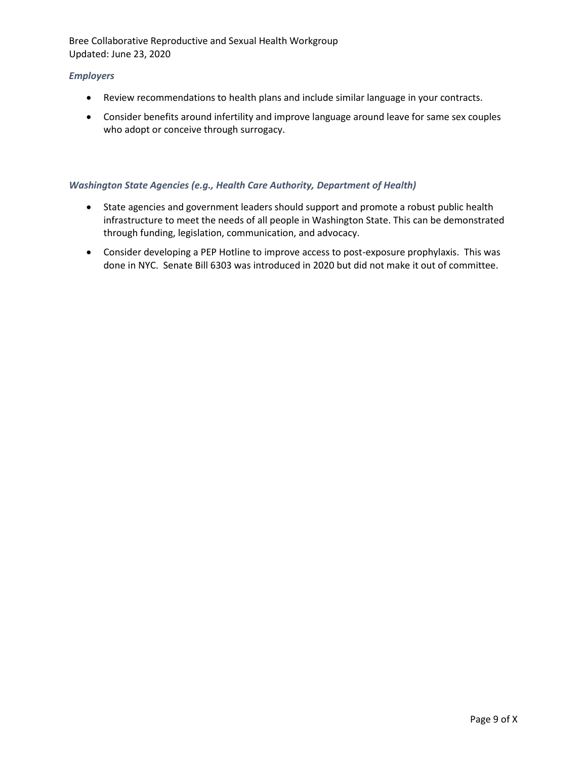### *Employers*

- Review recommendations to health plans and include similar language in your contracts.
- Consider benefits around infertility and improve language around leave for same sex couples who adopt or conceive through surrogacy.

### *Washington State Agencies (e.g., Health Care Authority, Department of Health)*

- State agencies and government leaders should support and promote a robust public health infrastructure to meet the needs of all people in Washington State. This can be demonstrated through funding, legislation, communication, and advocacy.
- Consider developing a PEP Hotline to improve access to post-exposure prophylaxis. This was done in NYC. Senate Bill 6303 was introduced in 2020 but did not make it out of committee.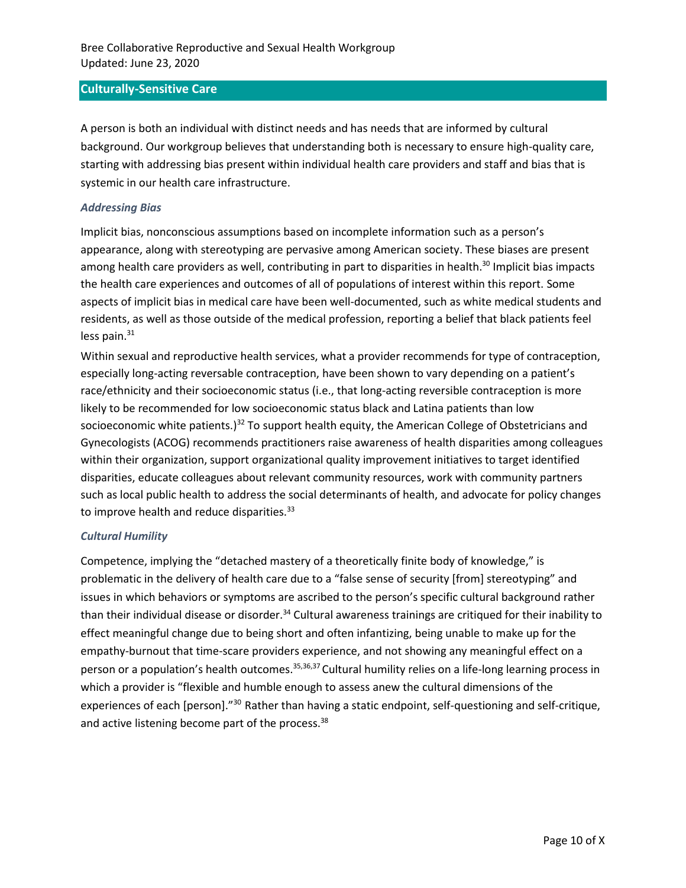## Culturally-Sensitive Care

A person is both an individual with distinct needs and has needs that are informed by cultural background. Our workgroup believes that understanding both is necessary to ensure high-quality care, starting with addressing bias present within individual health care providers and staff and bias that is systemic in our health care infrastructure.

### *Addressing Bias*

Implicit bias, nonconscious assumptions based on incomplete information such as a person's appearance, along with stereotyping are pervasive among American society. These biases are present among health care providers as well, contributing in part to disparities in health.[30] Implicit bias impacts the health care experiences and outcomes of all of populations of interest within this report. Some aspects of implicit bias in medical care have been well-documented, such as white medical students and residents, as well as those outside of the medical profession, reporting a belief that black patients feel less pain.[31]

Within sexual and reproductive health services, what a provider recommends for type of contraception, especially long-acting reversable contraception, have been shown to vary depending on a patient's race/ethnicity and their socioeconomic status (i.e., that long-acting reversible contraception is more likely to be recommended for low socioeconomic status black and Latina patients than low socioeconomic white patients.)[32] To support health equity, the American College of Obstetricians and Gynecologists (ACOG) recommends practitioners raise awareness of health disparities among colleagues within their organization, support organizational quality improvement initiatives to target identified disparities, educate colleagues about relevant community resources, work with community partners such as local public health to address the social determinants of health, and advocate for policy changes to improve health and reduce disparities.[33]

### *Cultural Humility*

Competence, implying the "detached mastery of a theoretically finite body of knowledge," is problematic in the delivery of health care due to a "false sense of security [from] stereotyping" and issues in which behaviors or symptoms are ascribed to the person's specific cultural background rather than their individual disease or disorder.[34] Cultural awareness trainings are critiqued for their inability to effect meaningful change due to being short and often infantizing, being unable to make up for the empathy-burnout that time-scare providers experience, and not showing any meaningful effect on a person or a population's health outcomes.[35,36,37] Cultural humility relies on a life-long learning process in which a provider is "flexible and humble enough to assess anew the cultural dimensions of the experiences of each [person]."[30] Rather than having a static endpoint, self-questioning and self-critique, and active listening become part of the process.[38]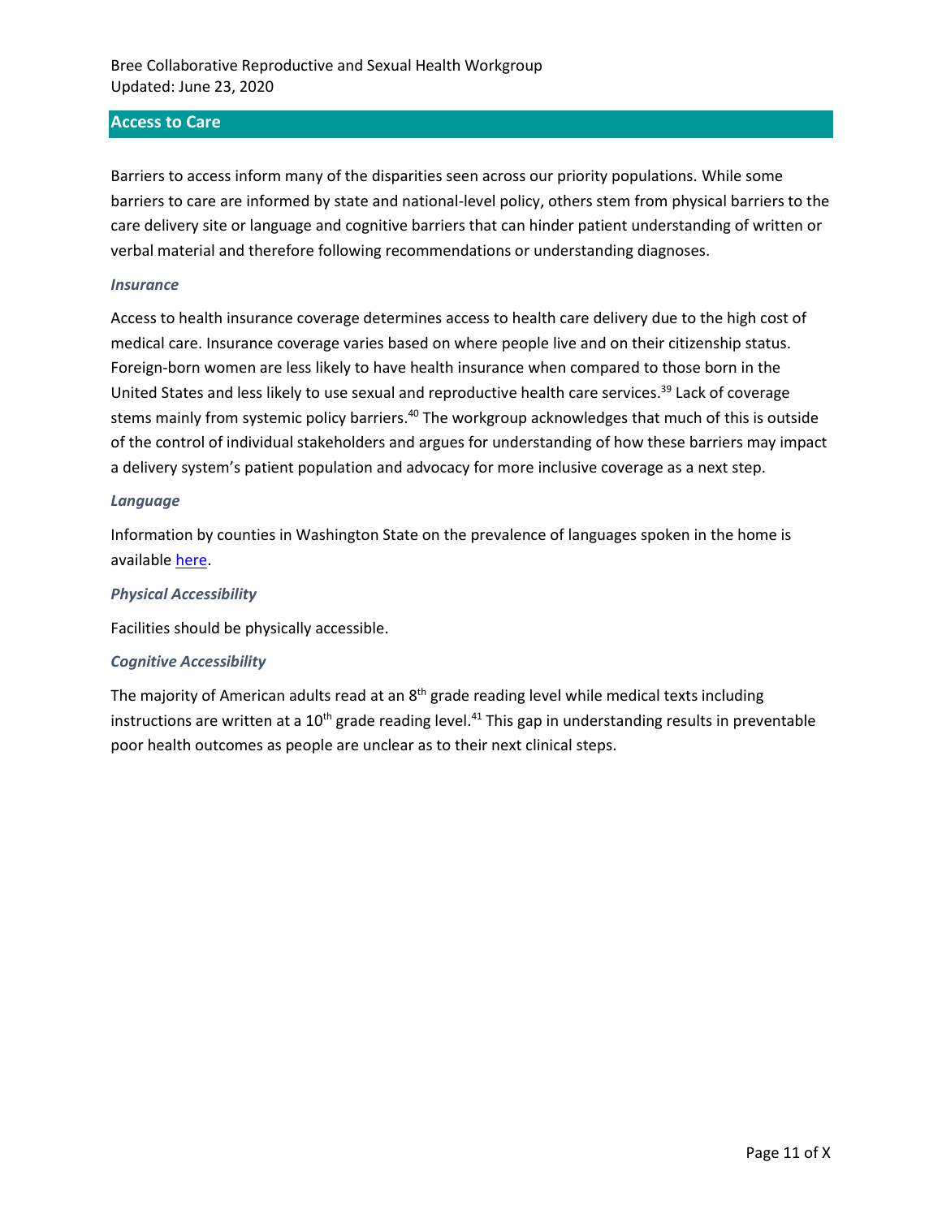## Access to Care

Barriers to access inform many of the disparities seen across our priority populations. While some barriers to care are informed by state and national-level policy, others stem from physical barriers to the care delivery site or language and cognitive barriers that can hinder patient understanding of written or verbal material and therefore following recommendations or understanding diagnoses.

### *Insurance*

Access to health insurance coverage determines access to health care delivery due to the high cost of medical care. Insurance coverage varies based on where people live and on their citizenship status. Foreign-born women are less likely to have health insurance when compared to those born in the United States and less likely to use sexual and reproductive health care services.[39] Lack of coverage stems mainly from systemic policy barriers.[40] The workgroup acknowledges that much of this is outside of the control of individual stakeholders and argues for understanding of how these barriers may impact a delivery system's patient population and advocacy for more inclusive coverage as a next step.

### *Language*

Information by counties in Washington State on the prevalence of languages spoken in the home is available here.

### *Physical Accessibility*

Facilities should be physically accessible.

### *Cognitive Accessibility*

The majority of American adults read at an 8th grade reading level while medical texts including instructions are written at a 10th grade reading level.[41] This gap in understanding results in preventable poor health outcomes as people are unclear as to their next clinical steps.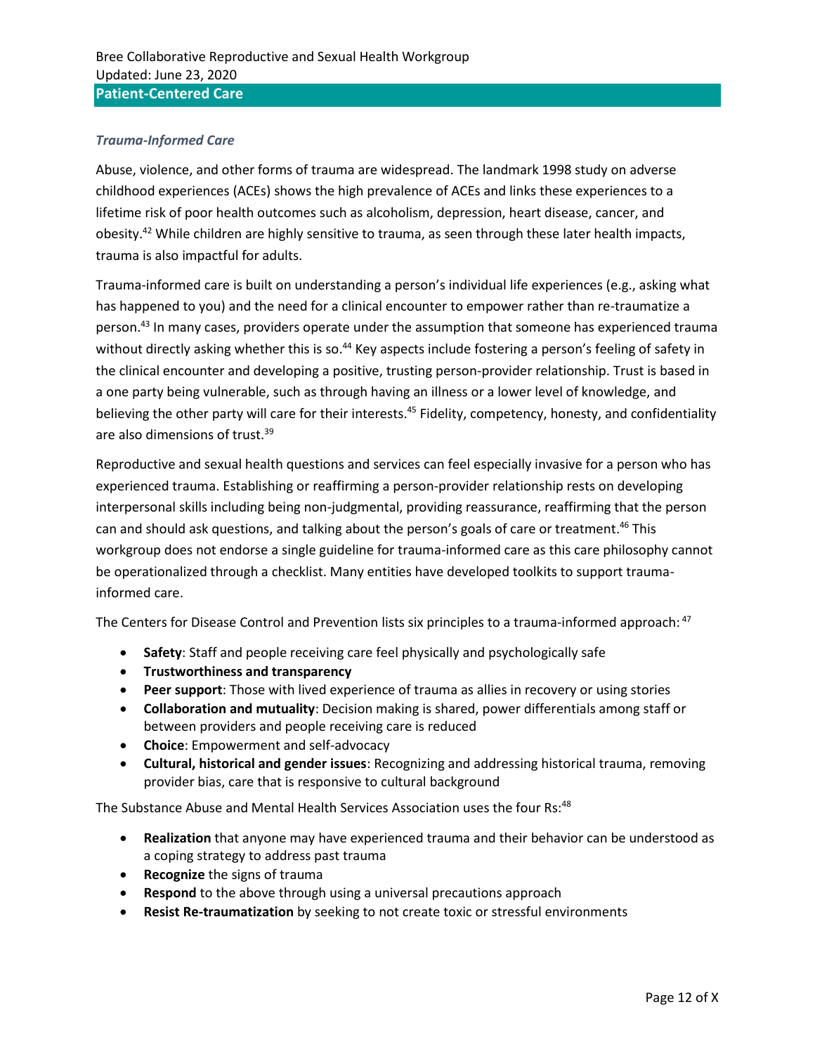## Patient-Centered Care

### *Trauma-Informed Care*

Abuse, violence, and other forms of trauma are widespread. The landmark 1998 study on adverse childhood experiences (ACEs) shows the high prevalence of ACEs and links these experiences to a lifetime risk of poor health outcomes such as alcoholism, depression, heart disease, cancer, and obesity.[42] While children are highly sensitive to trauma, as seen through these later health impacts, trauma is also impactful for adults.

Trauma-informed care is built on understanding a person's individual life experiences (e.g., asking what has happened to you) and the need for a clinical encounter to empower rather than re-traumatize a person.[43] In many cases, providers operate under the assumption that someone has experienced trauma without directly asking whether this is so.[44] Key aspects include fostering a person's feeling of safety in the clinical encounter and developing a positive, trusting person-provider relationship. Trust is based in a one party being vulnerable, such as through having an illness or a lower level of knowledge, and believing the other party will care for their interests.[45] Fidelity, competency, honesty, and confidentiality are also dimensions of trust.[39]

Reproductive and sexual health questions and services can feel especially invasive for a person who has experienced trauma. Establishing or reaffirming a person-provider relationship rests on developing interpersonal skills including being non-judgmental, providing reassurance, reaffirming that the person can and should ask questions, and talking about the person's goals of care or treatment.[46] This workgroup does not endorse a single guideline for trauma-informed care as this care philosophy cannot be operationalized through a checklist. Many entities have developed toolkits to support trauma-informed care.

The Centers for Disease Control and Prevention lists six principles to a trauma-informed approach:[47]

- **Safety**: Staff and people receiving care feel physically and psychologically safe
- **Trustworthiness and transparency**
- **Peer support**: Those with lived experience of trauma as allies in recovery or using stories
- **Collaboration and mutuality**: Decision making is shared, power differentials among staff or between providers and people receiving care is reduced
- **Choice**: Empowerment and self-advocacy
- **Cultural, historical and gender issues**: Recognizing and addressing historical trauma, removing provider bias, care that is responsive to cultural background

The Substance Abuse and Mental Health Services Association uses the four Rs:[48]

- **Realization** that anyone may have experienced trauma and their behavior can be understood as a coping strategy to address past trauma
- **Recognize** the signs of trauma
- **Respond** to the above through using a universal precautions approach
- **Resist Re-traumatization** by seeking to not create toxic or stressful environments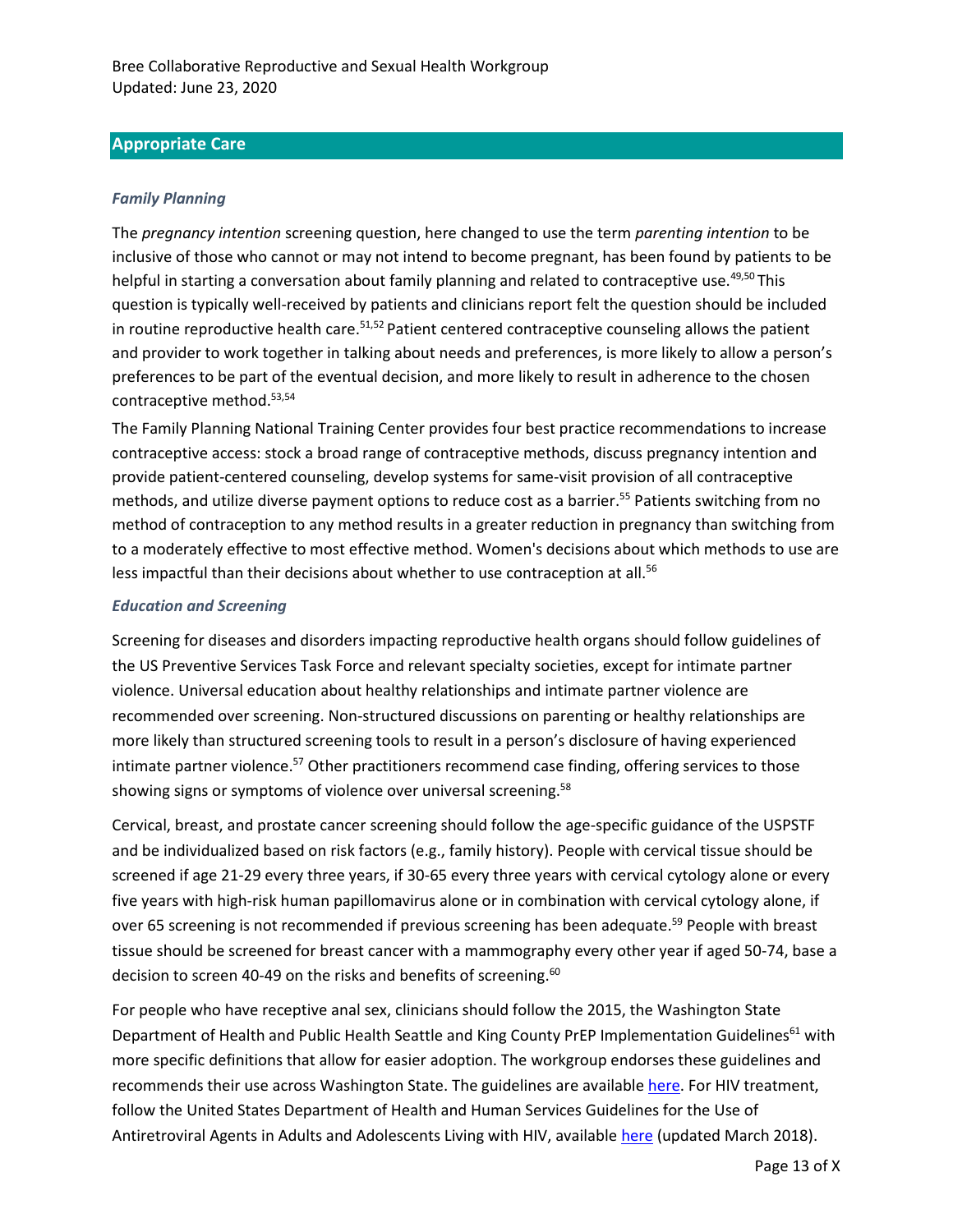## Appropriate Care

### *Family Planning*

The *pregnancy intention* screening question, here changed to use the term *parenting intention* to be inclusive of those who cannot or may not intend to become pregnant, has been found by patients to be helpful in starting a conversation about family planning and related to contraceptive use.[49,50] This question is typically well-received by patients and clinicians report felt the question should be included in routine reproductive health care.[51,52] Patient centered contraceptive counseling allows the patient and provider to work together in talking about needs and preferences, is more likely to allow a person's preferences to be part of the eventual decision, and more likely to result in adherence to the chosen contraceptive method.[53,54]

The Family Planning National Training Center provides four best practice recommendations to increase contraceptive access: stock a broad range of contraceptive methods, discuss pregnancy intention and provide patient-centered counseling, develop systems for same-visit provision of all contraceptive methods, and utilize diverse payment options to reduce cost as a barrier.[55] Patients switching from no method of contraception to any method results in a greater reduction in pregnancy than switching from to a moderately effective to most effective method. Women's decisions about which methods to use are less impactful than their decisions about whether to use contraception at all.[56]

### *Education and Screening*

Screening for diseases and disorders impacting reproductive health organs should follow guidelines of the US Preventive Services Task Force and relevant specialty societies, except for intimate partner violence. Universal education about healthy relationships and intimate partner violence are recommended over screening. Non-structured discussions on parenting or healthy relationships are more likely than structured screening tools to result in a person's disclosure of having experienced intimate partner violence.[57] Other practitioners recommend case finding, offering services to those showing signs or symptoms of violence over universal screening.[58]

Cervical, breast, and prostate cancer screening should follow the age-specific guidance of the USPSTF and be individualized based on risk factors (e.g., family history). People with cervical tissue should be screened if age 21-29 every three years, if 30-65 every three years with cervical cytology alone or every five years with high-risk human papillomavirus alone or in combination with cervical cytology alone, if over 65 screening is not recommended if previous screening has been adequate.[59] People with breast tissue should be screened for breast cancer with a mammography every other year if aged 50-74, base a decision to screen 40-49 on the risks and benefits of screening.[60]

For people who have receptive anal sex, clinicians should follow the 2015, the Washington State Department of Health and Public Health Seattle and King County PrEP Implementation Guidelines[61] with more specific definitions that allow for easier adoption. The workgroup endorses these guidelines and recommends their use across Washington State. The guidelines are available here. For HIV treatment, follow the United States Department of Health and Human Services Guidelines for the Use of Antiretroviral Agents in Adults and Adolescents Living with HIV, available here (updated March 2018).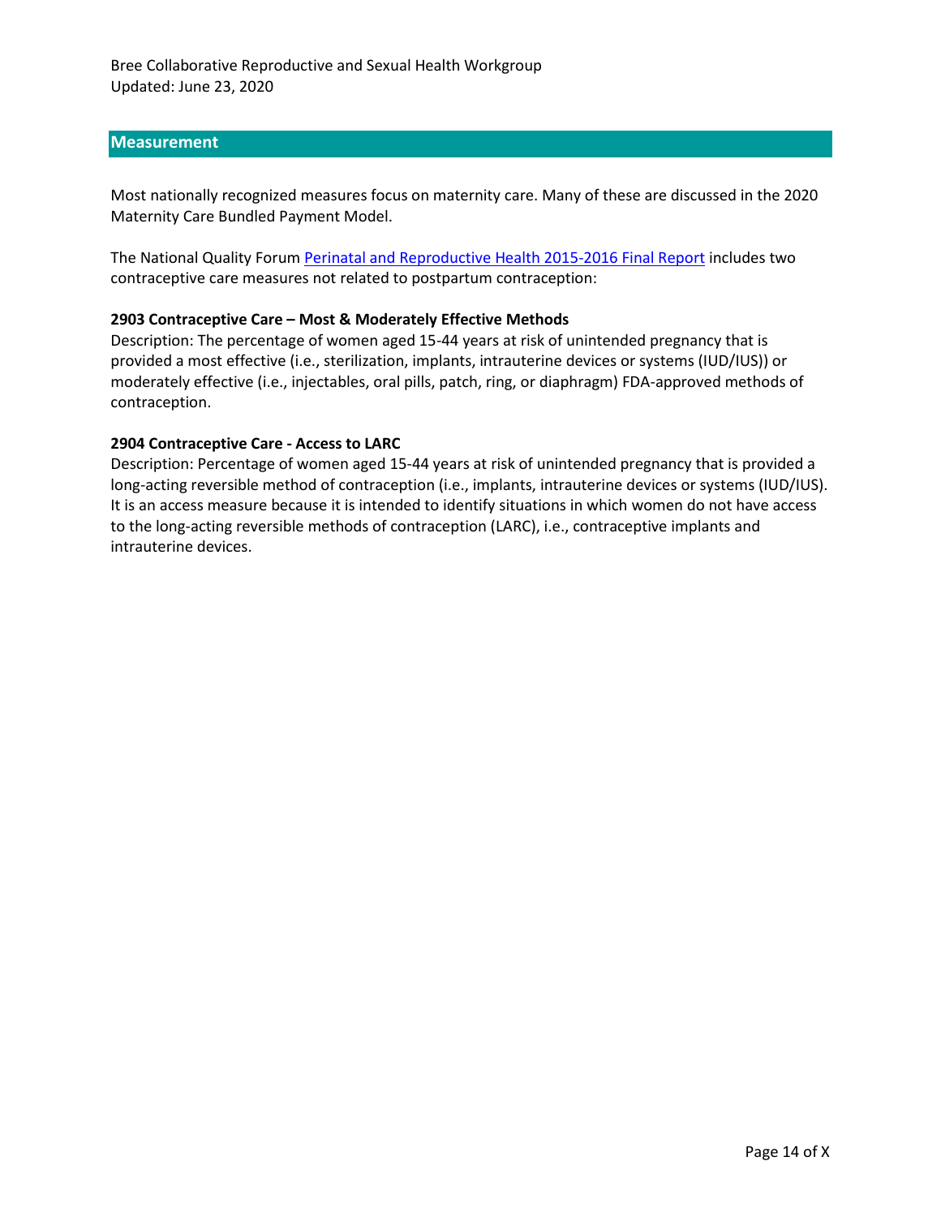## Measurement

Most nationally recognized measures focus on maternity care. Many of these are discussed in the 2020 Maternity Care Bundled Payment Model.

The National Quality Forum [Perinatal and Reproductive Health 2015-2016 Final Report] includes two contraceptive care measures not related to postpartum contraception:

**2903 Contraceptive Care – Most & Moderately Effective Methods**
Description: The percentage of women aged 15-44 years at risk of unintended pregnancy that is provided a most effective (i.e., sterilization, implants, intrauterine devices or systems (IUD/IUS)) or moderately effective (i.e., injectables, oral pills, patch, ring, or diaphragm) FDA-approved methods of contraception.

**2904 Contraceptive Care - Access to LARC**
Description: Percentage of women aged 15-44 years at risk of unintended pregnancy that is provided a long-acting reversible method of contraception (i.e., implants, intrauterine devices or systems (IUD/IUS). It is an access measure because it is intended to identify situations in which women do not have access to the long-acting reversible methods of contraception (LARC), i.e., contraceptive implants and intrauterine devices.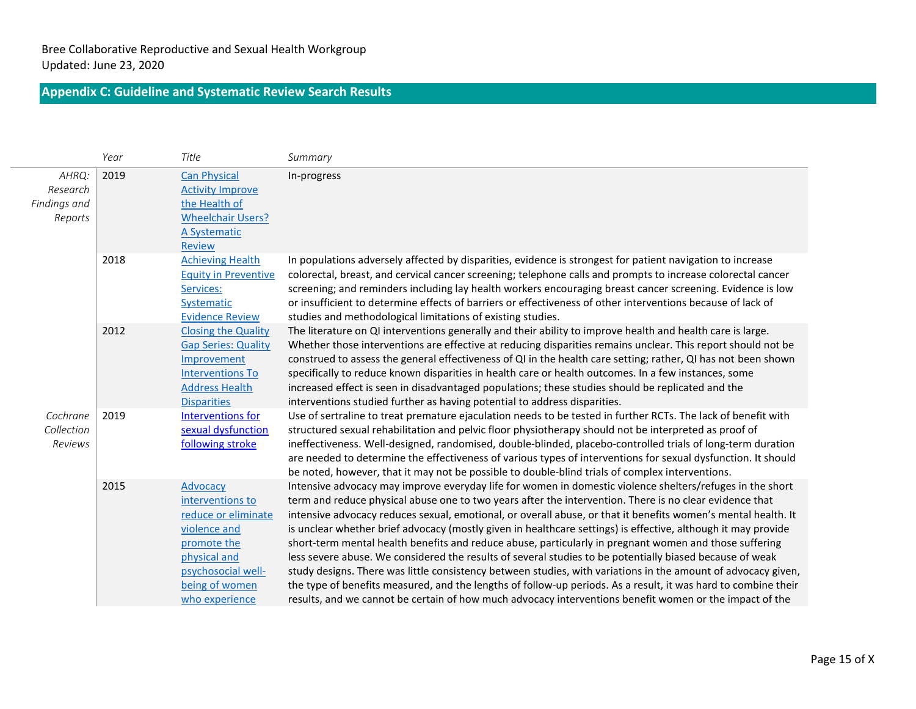Bree Collaborative Reproductive and Sexual Health Workgroup
Updated: June 23, 2020

## Appendix C: Guideline and Systematic Review Search Results

| | *Year* | *Title* | *Summary* |
|---|---|---|---|
| *AHRQ: Research Findings and Reports* | 2019 | Can Physical Activity Improve the Health of Wheelchair Users? A Systematic Review | In-progress |
| | 2018 | Achieving Health Equity in Preventive Services: Systematic Evidence Review | In populations adversely affected by disparities, evidence is strongest for patient navigation to increase colorectal, breast, and cervical cancer screening; telephone calls and prompts to increase colorectal cancer screening; and reminders including lay health workers encouraging breast cancer screening. Evidence is low or insufficient to determine effects of barriers or effectiveness of other interventions because of lack of studies and methodological limitations of existing studies. |
| | 2012 | Closing the Quality Gap Series: Quality Improvement Interventions To Address Health Disparities | The literature on QI interventions generally and their ability to improve health and health care is large. Whether those interventions are effective at reducing disparities remains unclear. This report should not be construed to assess the general effectiveness of QI in the health care setting; rather, QI has not been shown specifically to reduce known disparities in health care or health outcomes. In a few instances, some increased effect is seen in disadvantaged populations; these studies should be replicated and the interventions studied further as having potential to address disparities. |
| *Cochrane Collection Reviews* | 2019 | Interventions for sexual dysfunction following stroke | Use of sertraline to treat premature ejaculation needs to be tested in further RCTs. The lack of benefit with structured sexual rehabilitation and pelvic floor physiotherapy should not be interpreted as proof of ineffectiveness. Well-designed, randomised, double-blinded, placebo-controlled trials of long-term duration are needed to determine the effectiveness of various types of interventions for sexual dysfunction. It should be noted, however, that it may not be possible to double-blind trials of complex interventions. |
| | 2015 | Advocacy interventions to reduce or eliminate violence and promote the physical and psychosocial well-being of women who experience | Intensive advocacy may improve everyday life for women in domestic violence shelters/refuges in the short term and reduce physical abuse one to two years after the intervention. There is no clear evidence that intensive advocacy reduces sexual, emotional, or overall abuse, or that it benefits women's mental health. It is unclear whether brief advocacy (mostly given in healthcare settings) is effective, although it may provide short-term mental health benefits and reduce abuse, particularly in pregnant women and those suffering less severe abuse. We considered the results of several studies to be potentially biased because of weak study designs. There was little consistency between studies, with variations in the amount of advocacy given, the type of benefits measured, and the lengths of follow-up periods. As a result, it was hard to combine their results, and we cannot be certain of how much advocacy interventions benefit women or the impact of the |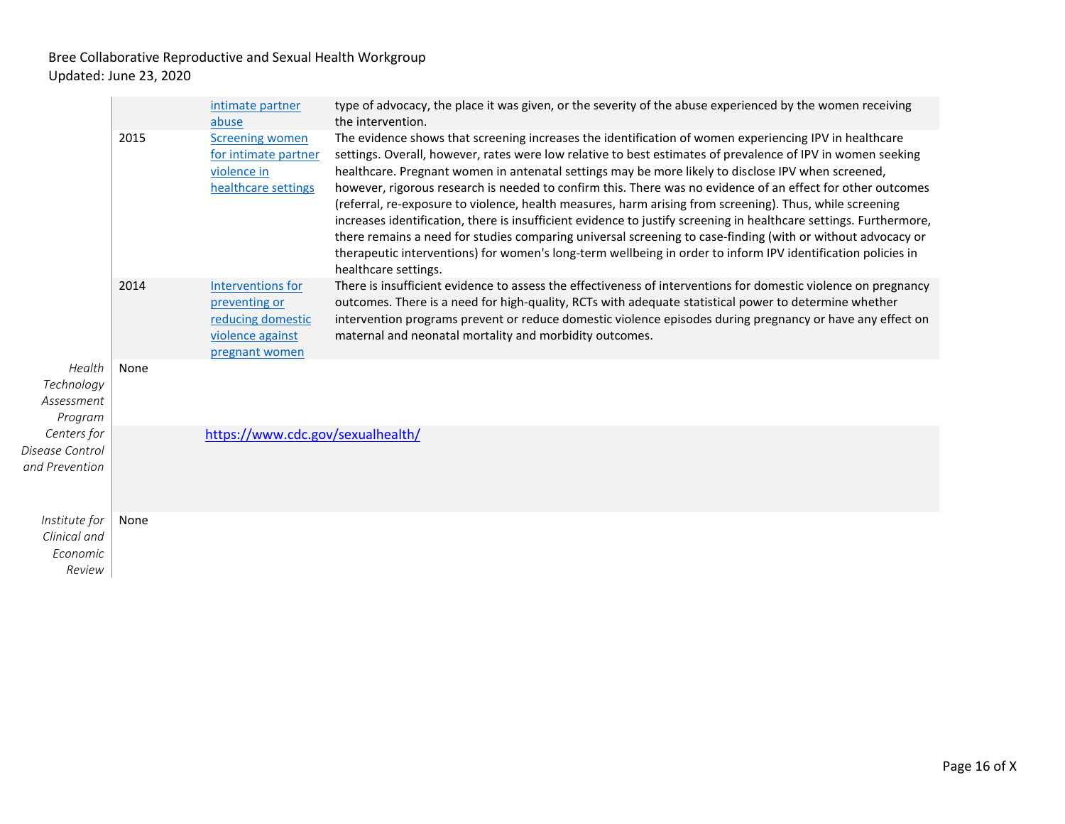| | | | |
|---|---|---|---|
| | | intimate partner abuse | type of advocacy, the place it was given, or the severity of the abuse experienced by the women receiving the intervention. |
| | 2015 | Screening women for intimate partner violence in healthcare settings | The evidence shows that screening increases the identification of women experiencing IPV in healthcare settings. Overall, however, rates were low relative to best estimates of prevalence of IPV in women seeking healthcare. Pregnant women in antenatal settings may be more likely to disclose IPV when screened, however, rigorous research is needed to confirm this. There was no evidence of an effect for other outcomes (referral, re-exposure to violence, health measures, harm arising from screening). Thus, while screening increases identification, there is insufficient evidence to justify screening in healthcare settings. Furthermore, there remains a need for studies comparing universal screening to case-finding (with or without advocacy or therapeutic interventions) for women's long-term wellbeing in order to inform IPV identification policies in healthcare settings. |
| | 2014 | Interventions for preventing or reducing domestic violence against pregnant women | There is insufficient evidence to assess the effectiveness of interventions for domestic violence on pregnancy outcomes. There is a need for high-quality, RCTs with adequate statistical power to determine whether intervention programs prevent or reduce domestic violence episodes during pregnancy or have any effect on maternal and neonatal mortality and morbidity outcomes. |
| *Health Technology Assessment Program* | None | | |
| *Centers for Disease Control and Prevention* | | https://www.cdc.gov/sexualhealth/ | |
| *Institute for Clinical and Economic Review* | None | | |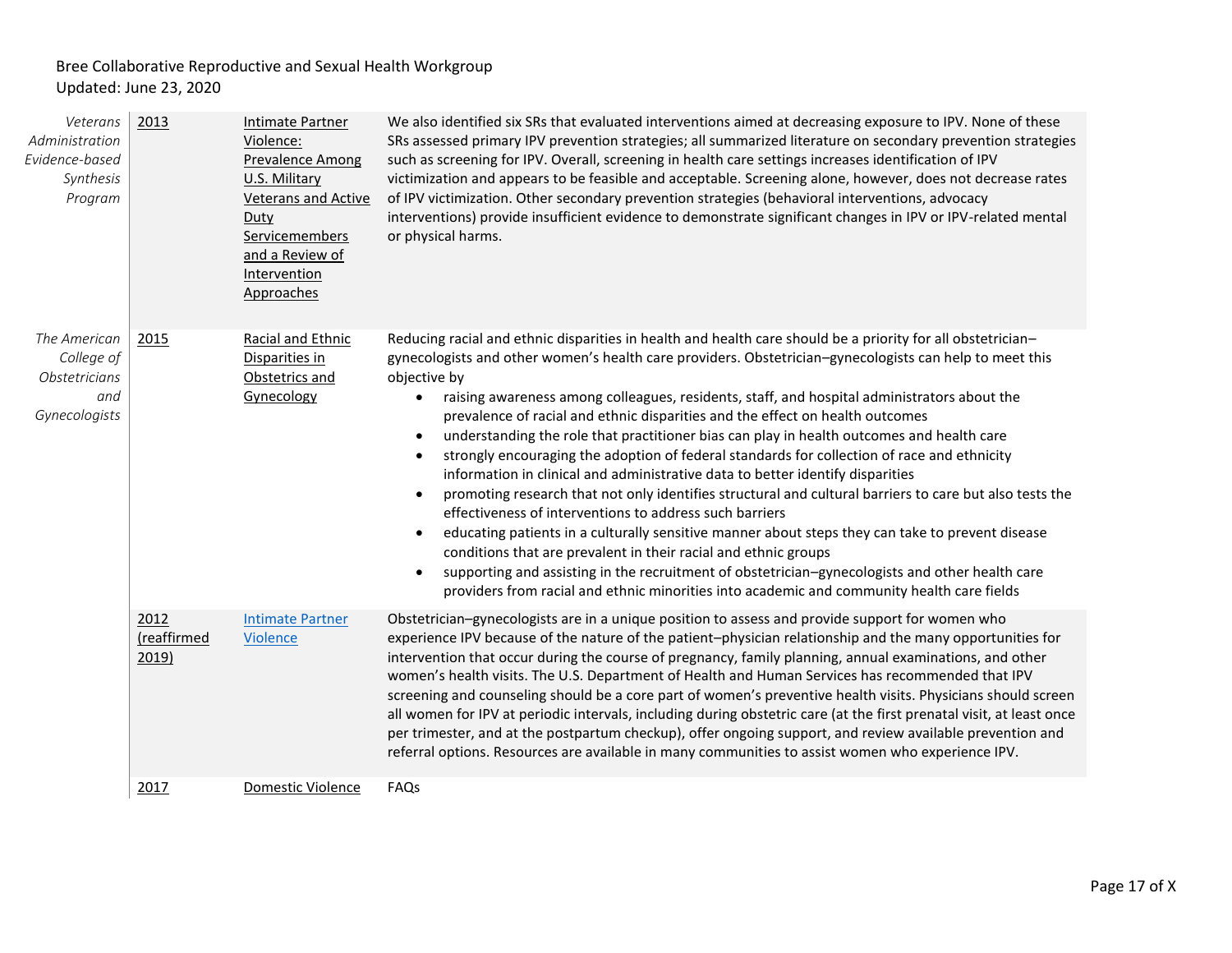| | | | |
|---|---|---|---|
| *Veterans Administration Evidence-based Synthesis Program* | 2013 | Intimate Partner Violence: Prevalence Among U.S. Military Veterans and Active Duty Servicemembers and a Review of Intervention Approaches | We also identified six SRs that evaluated interventions aimed at decreasing exposure to IPV. None of these SRs assessed primary IPV prevention strategies; all summarized literature on secondary prevention strategies such as screening for IPV. Overall, screening in health care settings increases identification of IPV victimization and appears to be feasible and acceptable. Screening alone, however, does not decrease rates of IPV victimization. Other secondary prevention strategies (behavioral interventions, advocacy interventions) provide insufficient evidence to demonstrate significant changes in IPV or IPV-related mental or physical harms. |
| *The American College of Obstetricians and Gynecologists* | 2015 | Racial and Ethnic Disparities in Obstetrics and Gynecology | Reducing racial and ethnic disparities in health and health care should be a priority for all obstetrician–gynecologists and other women's health care providers. Obstetrician–gynecologists can help to meet this objective by<br>• raising awareness among colleagues, residents, staff, and hospital administrators about the prevalence of racial and ethnic disparities and the effect on health outcomes<br>• understanding the role that practitioner bias can play in health outcomes and health care<br>• strongly encouraging the adoption of federal standards for collection of race and ethnicity information in clinical and administrative data to better identify disparities<br>• promoting research that not only identifies structural and cultural barriers to care but also tests the effectiveness of interventions to address such barriers<br>• educating patients in a culturally sensitive manner about steps they can take to prevent disease conditions that are prevalent in their racial and ethnic groups<br>• supporting and assisting in the recruitment of obstetrician–gynecologists and other health care providers from racial and ethnic minorities into academic and community health care fields |
| | 2012 (reaffirmed 2019) | Intimate Partner Violence | Obstetrician–gynecologists are in a unique position to assess and provide support for women who experience IPV because of the nature of the patient–physician relationship and the many opportunities for intervention that occur during the course of pregnancy, family planning, annual examinations, and other women's health visits. The U.S. Department of Health and Human Services has recommended that IPV screening and counseling should be a core part of women's preventive health visits. Physicians should screen all women for IPV at periodic intervals, including during obstetric care (at the first prenatal visit, at least once per trimester, and at the postpartum checkup), offer ongoing support, and review available prevention and referral options. Resources are available in many communities to assist women who experience IPV. |
| | 2017 | Domestic Violence | FAQs |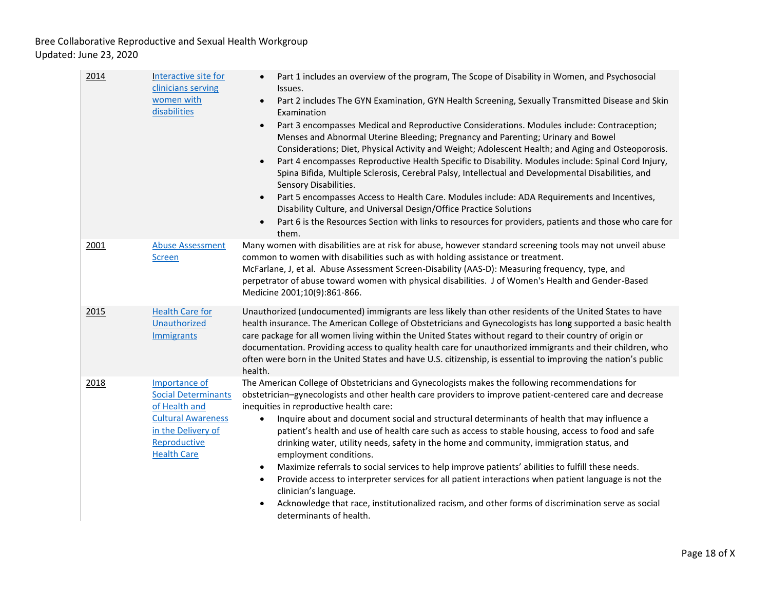| | | |
|---|---|---|
| 2014 | Interactive site for clinicians serving women with disabilities | • Part 1 includes an overview of the program, The Scope of Disability in Women, and Psychosocial Issues.<br>• Part 2 includes The GYN Examination, GYN Health Screening, Sexually Transmitted Disease and Skin Examination<br>• Part 3 encompasses Medical and Reproductive Considerations. Modules include: Contraception; Menses and Abnormal Uterine Bleeding; Pregnancy and Parenting; Urinary and Bowel Considerations; Diet, Physical Activity and Weight; Adolescent Health; and Aging and Osteoporosis.<br>• Part 4 encompasses Reproductive Health Specific to Disability. Modules include: Spinal Cord Injury, Spina Bifida, Multiple Sclerosis, Cerebral Palsy, Intellectual and Developmental Disabilities, and Sensory Disabilities.<br>• Part 5 encompasses Access to Health Care. Modules include: ADA Requirements and Incentives, Disability Culture, and Universal Design/Office Practice Solutions<br>• Part 6 is the Resources Section with links to resources for providers, patients and those who care for them. |
| 2001 | Abuse Assessment Screen | Many women with disabilities are at risk for abuse, however standard screening tools may not unveil abuse common to women with disabilities such as with holding assistance or treatment.<br>McFarlane, J, et al. Abuse Assessment Screen-Disability (AAS-D): Measuring frequency, type, and perpetrator of abuse toward women with physical disabilities. J of Women's Health and Gender-Based Medicine 2001;10(9):861-866. |
| 2015 | Health Care for Unauthorized Immigrants | Unauthorized (undocumented) immigrants are less likely than other residents of the United States to have health insurance. The American College of Obstetricians and Gynecologists has long supported a basic health care package for all women living within the United States without regard to their country of origin or documentation. Providing access to quality health care for unauthorized immigrants and their children, who often were born in the United States and have U.S. citizenship, is essential to improving the nation's public health. |
| 2018 | Importance of Social Determinants of Health and Cultural Awareness in the Delivery of Reproductive Health Care | The American College of Obstetricians and Gynecologists makes the following recommendations for obstetrician–gynecologists and other health care providers to improve patient-centered care and decrease inequities in reproductive health care:<br>• Inquire about and document social and structural determinants of health that may influence a patient's health and use of health care such as access to stable housing, access to food and safe drinking water, utility needs, safety in the home and community, immigration status, and employment conditions.<br>• Maximize referrals to social services to help improve patients' abilities to fulfill these needs.<br>• Provide access to interpreter services for all patient interactions when patient language is not the clinician's language.<br>• Acknowledge that race, institutionalized racism, and other forms of discrimination serve as social determinants of health. |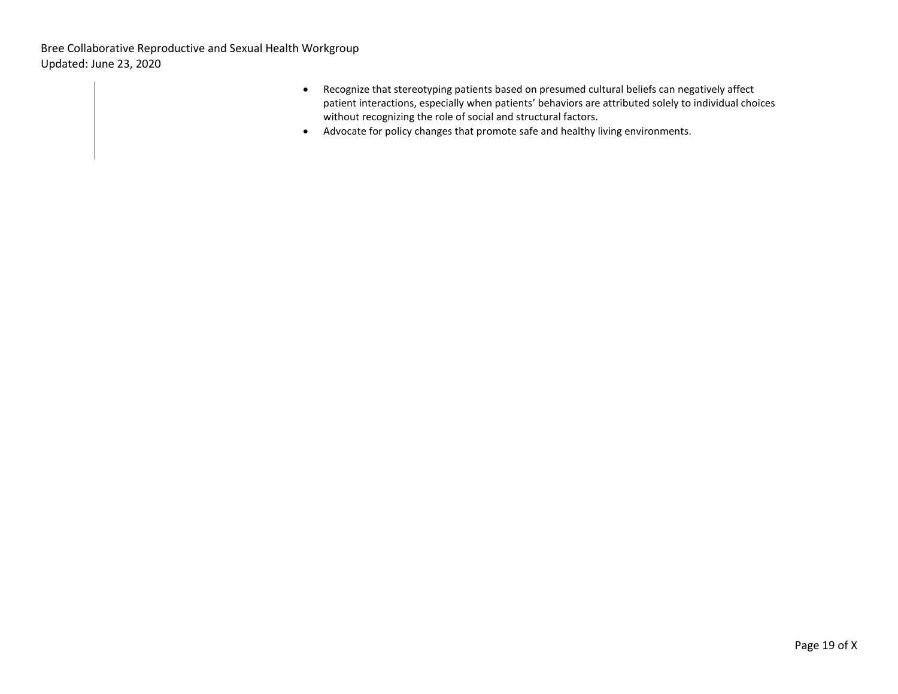- Recognize that stereotyping patients based on presumed cultural beliefs can negatively affect patient interactions, especially when patients' behaviors are attributed solely to individual choices without recognizing the role of social and structural factors.
- Advocate for policy changes that promote safe and healthy living environments.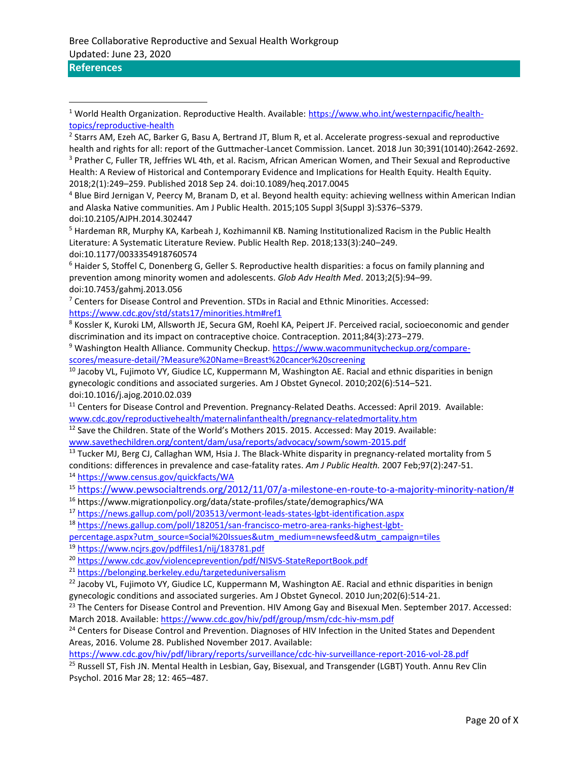## References

[1] World Health Organization. Reproductive Health. Available: https://www.who.int/westernpacific/health-topics/reproductive-health

[2] Starrs AM, Ezeh AC, Barker G, Basu A, Bertrand JT, Blum R, et al. Accelerate progress-sexual and reproductive health and rights for all: report of the Guttmacher-Lancet Commission. Lancet. 2018 Jun 30;391(10140):2642-2692.

[3] Prather C, Fuller TR, Jeffries WL 4th, et al. Racism, African American Women, and Their Sexual and Reproductive Health: A Review of Historical and Contemporary Evidence and Implications for Health Equity. Health Equity. 2018;2(1):249–259. Published 2018 Sep 24. doi:10.1089/heq.2017.0045

[4] Blue Bird Jernigan V, Peercy M, Branam D, et al. Beyond health equity: achieving wellness within American Indian and Alaska Native communities. Am J Public Health. 2015;105 Suppl 3(Suppl 3):S376–S379. doi:10.2105/AJPH.2014.302447

[5] Hardeman RR, Murphy KA, Karbeah J, Kozhimannil KB. Naming Institutionalized Racism in the Public Health Literature: A Systematic Literature Review. Public Health Rep. 2018;133(3):240–249. doi:10.1177/0033354918760574

[6] Haider S, Stoffel C, Donenberg G, Geller S. Reproductive health disparities: a focus on family planning and prevention among minority women and adolescents. *Glob Adv Health Med*. 2013;2(5):94–99. doi:10.7453/gahmj.2013.056

[7] Centers for Disease Control and Prevention. STDs in Racial and Ethnic Minorities. Accessed: https://www.cdc.gov/std/stats17/minorities.htm#ref1

[8] Kossler K, Kuroki LM, Allsworth JE, Secura GM, Roehl KA, Peipert JF. Perceived racial, socioeconomic and gender discrimination and its impact on contraceptive choice. Contraception. 2011;84(3):273–279.

[9] Washington Health Alliance. Community Checkup. https://www.wacommunitycheckup.org/compare-scores/measure-detail/?Measure%20Name=Breast%20cancer%20screening

[10] Jacoby VL, Fujimoto VY, Giudice LC, Kuppermann M, Washington AE. Racial and ethnic disparities in benign gynecologic conditions and associated surgeries. Am J Obstet Gynecol. 2010;202(6):514–521. doi:10.1016/j.ajog.2010.02.039

[11] Centers for Disease Control and Prevention. Pregnancy-Related Deaths. Accessed: April 2019. Available: www.cdc.gov/reproductivehealth/maternalinfanthealth/pregnancy-relatedmortality.htm

[12] Save the Children. State of the World's Mothers 2015. 2015. Accessed: May 2019. Available: www.savethechildren.org/content/dam/usa/reports/advocacy/sowm/sowm-2015.pdf

[13] Tucker MJ, Berg CJ, Callaghan WM, Hsia J. The Black-White disparity in pregnancy-related mortality from 5 conditions: differences in prevalence and case-fatality rates. *Am J Public Health.* 2007 Feb;97(2):247-51.

[14] https://www.census.gov/quickfacts/WA

[15] https://www.pewsocialtrends.org/2012/11/07/a-milestone-en-route-to-a-majority-minority-nation/#

[16] https://www.migrationpolicy.org/data/state-profiles/state/demographics/WA

[17] https://news.gallup.com/poll/203513/vermont-leads-states-lgbt-identification.aspx

[18] https://news.gallup.com/poll/182051/san-francisco-metro-area-ranks-highest-lgbt-percentage.aspx?utm_source=Social%20Issues&utm_medium=newsfeed&utm_campaign=tiles

[19] https://www.ncjrs.gov/pdffiles1/nij/183781.pdf

[20] https://www.cdc.gov/violenceprevention/pdf/NISVS-StateReportBook.pdf

[21] https://belonging.berkeley.edu/targeteduniversalism

[22] Jacoby VL, Fujimoto VY, Giudice LC, Kuppermann M, Washington AE. Racial and ethnic disparities in benign gynecologic conditions and associated surgeries. Am J Obstet Gynecol. 2010 Jun;202(6):514-21.

[23] The Centers for Disease Control and Prevention. HIV Among Gay and Bisexual Men. September 2017. Accessed: March 2018. Available: https://www.cdc.gov/hiv/pdf/group/msm/cdc-hiv-msm.pdf

[24] Centers for Disease Control and Prevention. Diagnoses of HIV Infection in the United States and Dependent Areas, 2016. Volume 28. Published November 2017. Available: https://www.cdc.gov/hiv/pdf/library/reports/surveillance/cdc-hiv-surveillance-report-2016-vol-28.pdf

[25] Russell ST, Fish JN. Mental Health in Lesbian, Gay, Bisexual, and Transgender (LGBT) Youth. Annu Rev Clin Psychol. 2016 Mar 28; 12: 465–487.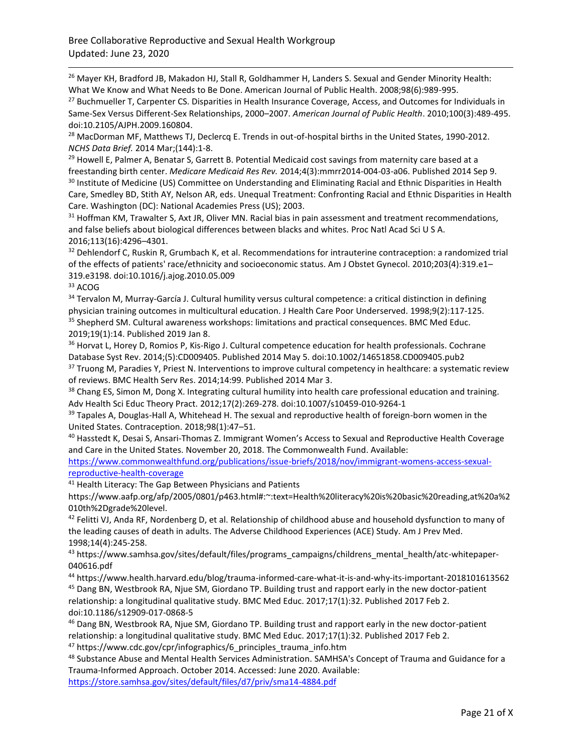[26] Mayer KH, Bradford JB, Makadon HJ, Stall R, Goldhammer H, Landers S. Sexual and Gender Minority Health: What We Know and What Needs to Be Done. American Journal of Public Health. 2008;98(6):989-995.

[27] Buchmueller T, Carpenter CS. Disparities in Health Insurance Coverage, Access, and Outcomes for Individuals in Same-Sex Versus Different-Sex Relationships, 2000–2007. *American Journal of Public Health*. 2010;100(3):489-495. doi:10.2105/AJPH.2009.160804.

[28] MacDorman MF, Matthews TJ, Declercq E. Trends in out-of-hospital births in the United States, 1990-2012. *NCHS Data Brief.* 2014 Mar;(144):1-8.

[29] Howell E, Palmer A, Benatar S, Garrett B. Potential Medicaid cost savings from maternity care based at a freestanding birth center. *Medicare Medicaid Res Rev.* 2014;4(3):mmrr2014-004-03-a06. Published 2014 Sep 9.

[30] Institute of Medicine (US) Committee on Understanding and Eliminating Racial and Ethnic Disparities in Health Care, Smedley BD, Stith AY, Nelson AR, eds. Unequal Treatment: Confronting Racial and Ethnic Disparities in Health Care. Washington (DC): National Academies Press (US); 2003.

[31] Hoffman KM, Trawalter S, Axt JR, Oliver MN. Racial bias in pain assessment and treatment recommendations, and false beliefs about biological differences between blacks and whites. Proc Natl Acad Sci U S A. 2016;113(16):4296–4301.

[32] Dehlendorf C, Ruskin R, Grumbach K, et al. Recommendations for intrauterine contraception: a randomized trial of the effects of patients' race/ethnicity and socioeconomic status. Am J Obstet Gynecol. 2010;203(4):319.e1–319.e3198. doi:10.1016/j.ajog.2010.05.009

[33] ACOG

[34] Tervalon M, Murray-García J. Cultural humility versus cultural competence: a critical distinction in defining physician training outcomes in multicultural education. J Health Care Poor Underserved. 1998;9(2):117-125.

[35] Shepherd SM. Cultural awareness workshops: limitations and practical consequences. BMC Med Educ. 2019;19(1):14. Published 2019 Jan 8.

[36] Horvat L, Horey D, Romios P, Kis-Rigo J. Cultural competence education for health professionals. Cochrane Database Syst Rev. 2014;(5):CD009405. Published 2014 May 5. doi:10.1002/14651858.CD009405.pub2

[37] Truong M, Paradies Y, Priest N. Interventions to improve cultural competency in healthcare: a systematic review of reviews. BMC Health Serv Res. 2014;14:99. Published 2014 Mar 3.

[38] Chang ES, Simon M, Dong X. Integrating cultural humility into health care professional education and training. Adv Health Sci Educ Theory Pract. 2012;17(2):269-278. doi:10.1007/s10459-010-9264-1

[39] Tapales A, Douglas-Hall A, Whitehead H. The sexual and reproductive health of foreign-born women in the United States. Contraception. 2018;98(1):47–51.

[40] Hasstedt K, Desai S, Ansari-Thomas Z. Immigrant Women's Access to Sexual and Reproductive Health Coverage and Care in the United States. November 20, 2018. The Commonwealth Fund. Available: https://www.commonwealthfund.org/publications/issue-briefs/2018/nov/immigrant-womens-access-sexual-reproductive-health-coverage

[41] Health Literacy: The Gap Between Physicians and Patients https://www.aafp.org/afp/2005/0801/p463.html#:~:text=Health%20literacy%20is%20basic%20reading,at%20a%2010th%2Dgrade%20level.

[42] Felitti VJ, Anda RF, Nordenberg D, et al. Relationship of childhood abuse and household dysfunction to many of the leading causes of death in adults. The Adverse Childhood Experiences (ACE) Study. Am J Prev Med. 1998;14(4):245-258.

[43] https://www.samhsa.gov/sites/default/files/programs_campaigns/childrens_mental_health/atc-whitepaper-040616.pdf

[44] https://www.health.harvard.edu/blog/trauma-informed-care-what-it-is-and-why-its-important-2018101613562

[45] Dang BN, Westbrook RA, Njue SM, Giordano TP. Building trust and rapport early in the new doctor-patient relationship: a longitudinal qualitative study. BMC Med Educ. 2017;17(1):32. Published 2017 Feb 2. doi:10.1186/s12909-017-0868-5

[46] Dang BN, Westbrook RA, Njue SM, Giordano TP. Building trust and rapport early in the new doctor-patient relationship: a longitudinal qualitative study. BMC Med Educ. 2017;17(1):32. Published 2017 Feb 2.

[47] https://www.cdc.gov/cpr/infographics/6_principles_trauma_info.htm

[48] Substance Abuse and Mental Health Services Administration. SAMHSA's Concept of Trauma and Guidance for a Trauma-Informed Approach. October 2014. Accessed: June 2020. Available: https://store.samhsa.gov/sites/default/files/d7/priv/sma14-4884.pdf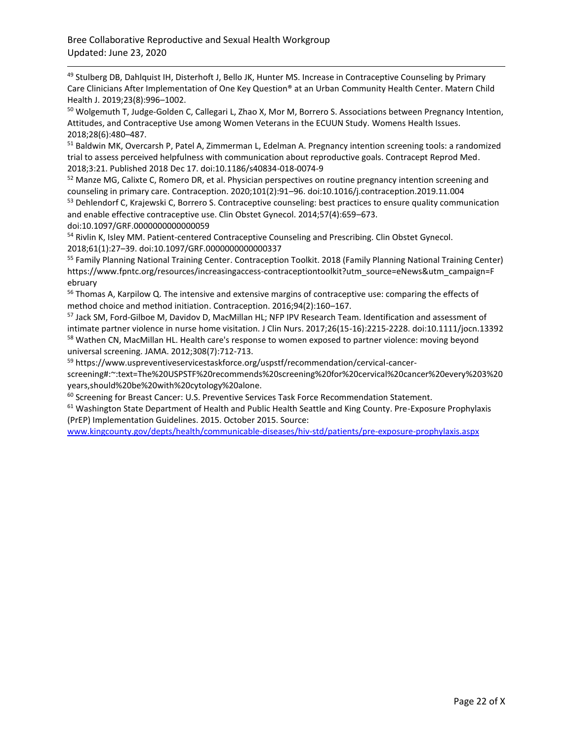[49] Stulberg DB, Dahlquist IH, Disterhoft J, Bello JK, Hunter MS. Increase in Contraceptive Counseling by Primary Care Clinicians After Implementation of One Key Question® at an Urban Community Health Center. Matern Child Health J. 2019;23(8):996–1002.

[50] Wolgemuth T, Judge-Golden C, Callegari L, Zhao X, Mor M, Borrero S. Associations between Pregnancy Intention, Attitudes, and Contraceptive Use among Women Veterans in the ECUUN Study. Womens Health Issues. 2018;28(6):480–487.

[51] Baldwin MK, Overcarsh P, Patel A, Zimmerman L, Edelman A. Pregnancy intention screening tools: a randomized trial to assess perceived helpfulness with communication about reproductive goals. Contracept Reprod Med. 2018;3:21. Published 2018 Dec 17. doi:10.1186/s40834-018-0074-9

[52] Manze MG, Calixte C, Romero DR, et al. Physician perspectives on routine pregnancy intention screening and counseling in primary care. Contraception. 2020;101(2):91–96. doi:10.1016/j.contraception.2019.11.004

[53] Dehlendorf C, Krajewski C, Borrero S. Contraceptive counseling: best practices to ensure quality communication and enable effective contraceptive use. Clin Obstet Gynecol. 2014;57(4):659–673. doi:10.1097/GRF.0000000000000059

[54] Rivlin K, Isley MM. Patient-centered Contraceptive Counseling and Prescribing. Clin Obstet Gynecol. 2018;61(1):27–39. doi:10.1097/GRF.0000000000000337

[55] Family Planning National Training Center. Contraception Toolkit. 2018 (Family Planning National Training Center) https://www.fpntc.org/resources/increasingaccess-contraceptiontoolkit?utm_source=eNews&utm_campaign=February

[56] Thomas A, Karpilow Q. The intensive and extensive margins of contraceptive use: comparing the effects of method choice and method initiation. Contraception. 2016;94(2):160–167.

[57] Jack SM, Ford-Gilboe M, Davidov D, MacMillan HL; NFP IPV Research Team. Identification and assessment of intimate partner violence in nurse home visitation. J Clin Nurs. 2017;26(15-16):2215-2228. doi:10.1111/jocn.13392

[58] Wathen CN, MacMillan HL. Health care's response to women exposed to partner violence: moving beyond universal screening. JAMA. 2012;308(7):712-713.

[59] https://www.uspreventiveservicestaskforce.org/uspstf/recommendation/cervical-cancer-screening#:~:text=The%20USPSTF%20recommends%20screening%20for%20cervical%20cancer%20every%203%20years,should%20be%20with%20cytology%20alone.

[60] Screening for Breast Cancer: U.S. Preventive Services Task Force Recommendation Statement.

[61] Washington State Department of Health and Public Health Seattle and King County. Pre-Exposure Prophylaxis (PrEP) Implementation Guidelines. 2015. October 2015. Source: www.kingcounty.gov/depts/health/communicable-diseases/hiv-std/patients/pre-exposure-prophylaxis.aspx